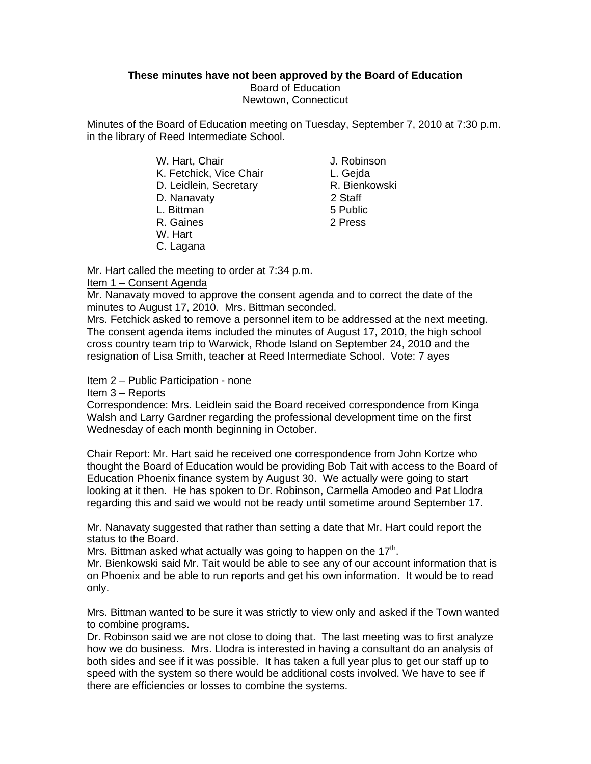**These minutes have not been approved by the Board of Education**

Board of Education

Newtown, Connecticut

Minutes of the Board of Education meeting on Tuesday, September 7, 2010 at 7:30 p.m. in the library of Reed Intermediate School.

| | |
|---|---|
| W. Hart, Chair | J. Robinson |
| K. Fetchick, Vice Chair | L. Gejda |
| D. Leidlein, Secretary | R. Bienkowski |
| D. Nanavaty | 2 Staff |
| L. Bittman | 5 Public |
| R. Gaines | 2 Press |
| W. Hart | |
| C. Lagana | |

Mr. Hart called the meeting to order at 7:34 p.m.

Item 1 – Consent Agenda

Mr. Nanavaty moved to approve the consent agenda and to correct the date of the minutes to August 17, 2010. Mrs. Bittman seconded.

Mrs. Fetchick asked to remove a personnel item to be addressed at the next meeting. The consent agenda items included the minutes of August 17, 2010, the high school cross country team trip to Warwick, Rhode Island on September 24, 2010 and the resignation of Lisa Smith, teacher at Reed Intermediate School. Vote: 7 ayes

Item 2 – Public Participation - none

Item 3 – Reports

Correspondence: Mrs. Leidlein said the Board received correspondence from Kinga Walsh and Larry Gardner regarding the professional development time on the first Wednesday of each month beginning in October.

Chair Report: Mr. Hart said he received one correspondence from John Kortze who thought the Board of Education would be providing Bob Tait with access to the Board of Education Phoenix finance system by August 30. We actually were going to start looking at it then. He has spoken to Dr. Robinson, Carmella Amodeo and Pat Llodra regarding this and said we would not be ready until sometime around September 17.

Mr. Nanavaty suggested that rather than setting a date that Mr. Hart could report the status to the Board.

Mrs. Bittman asked what actually was going to happen on the 17th.

Mr. Bienkowski said Mr. Tait would be able to see any of our account information that is on Phoenix and be able to run reports and get his own information. It would be to read only.

Mrs. Bittman wanted to be sure it was strictly to view only and asked if the Town wanted to combine programs.

Dr. Robinson said we are not close to doing that. The last meeting was to first analyze how we do business. Mrs. Llodra is interested in having a consultant do an analysis of both sides and see if it was possible. It has taken a full year plus to get our staff up to speed with the system so there would be additional costs involved. We have to see if there are efficiencies or losses to combine the systems.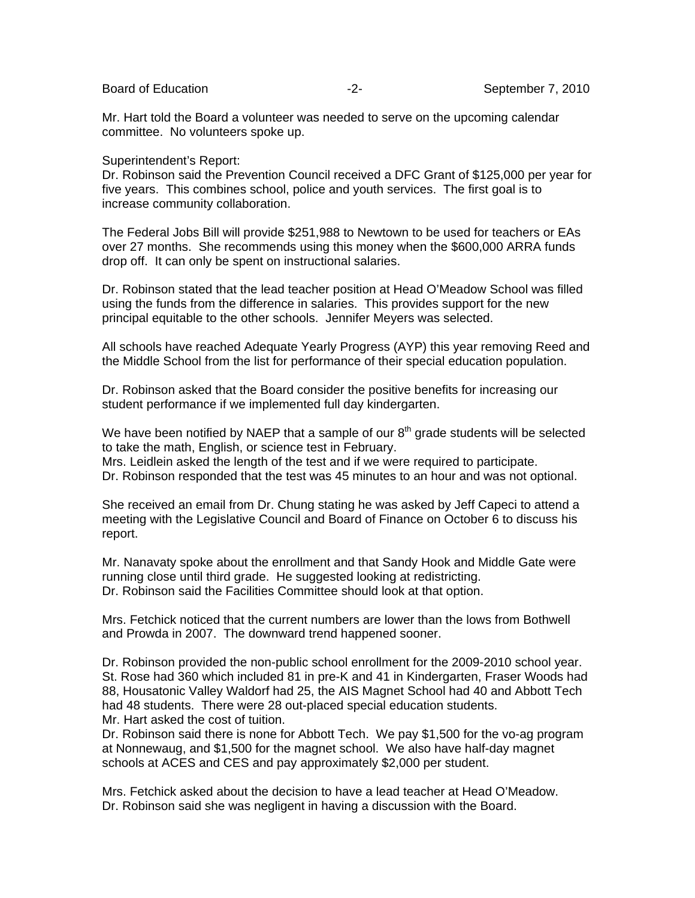Mr. Hart told the Board a volunteer was needed to serve on the upcoming calendar committee. No volunteers spoke up.

Superintendent's Report:
Dr. Robinson said the Prevention Council received a DFC Grant of $125,000 per year for five years. This combines school, police and youth services. The first goal is to increase community collaboration.

The Federal Jobs Bill will provide $251,988 to Newtown to be used for teachers or EAs over 27 months. She recommends using this money when the $600,000 ARRA funds drop off. It can only be spent on instructional salaries.

Dr. Robinson stated that the lead teacher position at Head O'Meadow School was filled using the funds from the difference in salaries. This provides support for the new principal equitable to the other schools. Jennifer Meyers was selected.

All schools have reached Adequate Yearly Progress (AYP) this year removing Reed and the Middle School from the list for performance of their special education population.

Dr. Robinson asked that the Board consider the positive benefits for increasing our student performance if we implemented full day kindergarten.

We have been notified by NAEP that a sample of our 8th grade students will be selected to take the math, English, or science test in February.
Mrs. Leidlein asked the length of the test and if we were required to participate.
Dr. Robinson responded that the test was 45 minutes to an hour and was not optional.

She received an email from Dr. Chung stating he was asked by Jeff Capeci to attend a meeting with the Legislative Council and Board of Finance on October 6 to discuss his report.

Mr. Nanavaty spoke about the enrollment and that Sandy Hook and Middle Gate were running close until third grade. He suggested looking at redistricting.
Dr. Robinson said the Facilities Committee should look at that option.

Mrs. Fetchick noticed that the current numbers are lower than the lows from Bothwell and Prowda in 2007. The downward trend happened sooner.

Dr. Robinson provided the non-public school enrollment for the 2009-2010 school year. St. Rose had 360 which included 81 in pre-K and 41 in Kindergarten, Fraser Woods had 88, Housatonic Valley Waldorf had 25, the AIS Magnet School had 40 and Abbott Tech had 48 students. There were 28 out-placed special education students.
Mr. Hart asked the cost of tuition.
Dr. Robinson said there is none for Abbott Tech. We pay $1,500 for the vo-ag program at Nonnewaug, and $1,500 for the magnet school. We also have half-day magnet schools at ACES and CES and pay approximately $2,000 per student.

Mrs. Fetchick asked about the decision to have a lead teacher at Head O'Meadow.
Dr. Robinson said she was negligent in having a discussion with the Board.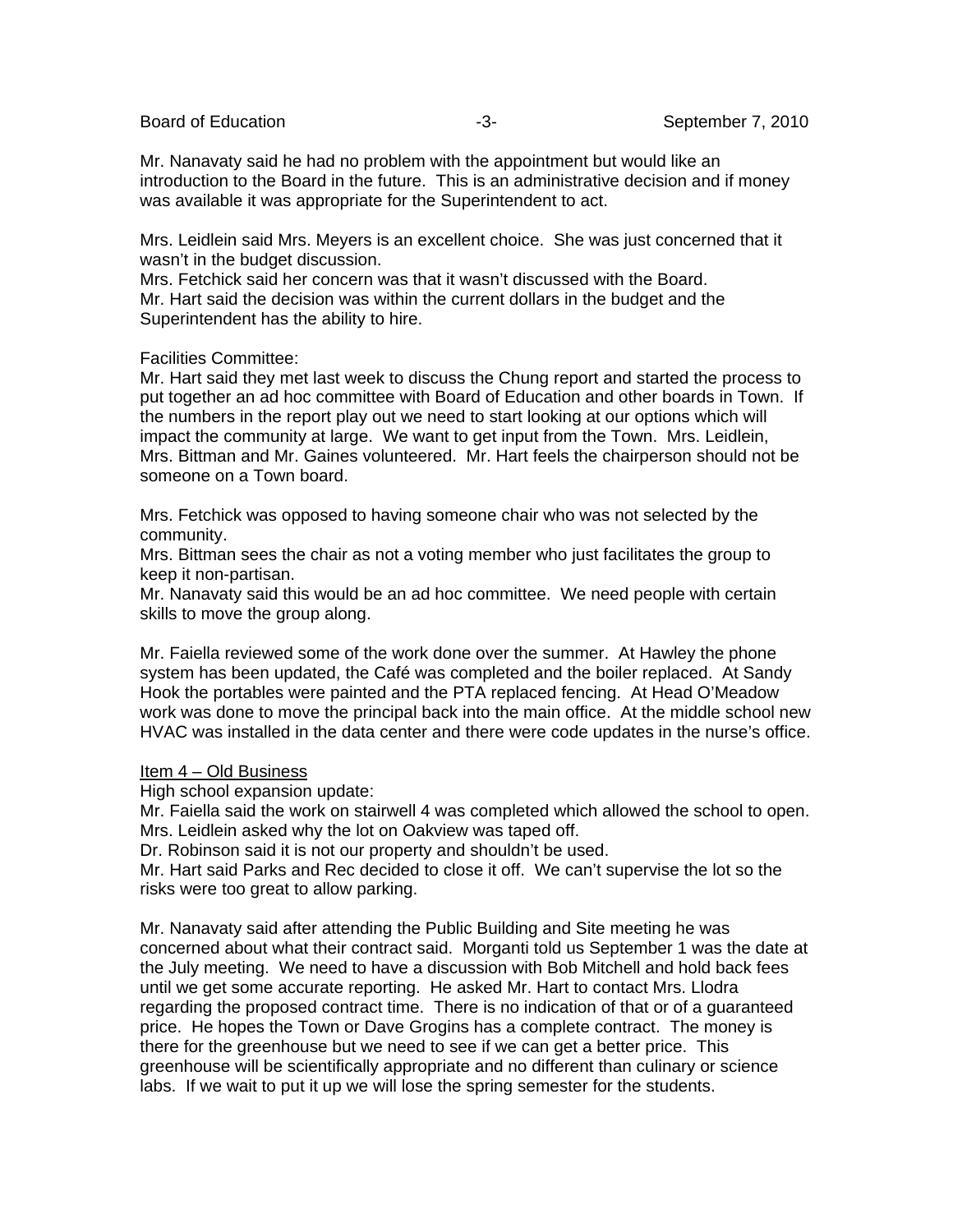Mr. Nanavaty said he had no problem with the appointment but would like an introduction to the Board in the future. This is an administrative decision and if money was available it was appropriate for the Superintendent to act.

Mrs. Leidlein said Mrs. Meyers is an excellent choice. She was just concerned that it wasn't in the budget discussion.
Mrs. Fetchick said her concern was that it wasn't discussed with the Board.
Mr. Hart said the decision was within the current dollars in the budget and the Superintendent has the ability to hire.

Facilities Committee:
Mr. Hart said they met last week to discuss the Chung report and started the process to put together an ad hoc committee with Board of Education and other boards in Town. If the numbers in the report play out we need to start looking at our options which will impact the community at large. We want to get input from the Town. Mrs. Leidlein, Mrs. Bittman and Mr. Gaines volunteered. Mr. Hart feels the chairperson should not be someone on a Town board.

Mrs. Fetchick was opposed to having someone chair who was not selected by the community.
Mrs. Bittman sees the chair as not a voting member who just facilitates the group to keep it non-partisan.
Mr. Nanavaty said this would be an ad hoc committee. We need people with certain skills to move the group along.

Mr. Faiella reviewed some of the work done over the summer. At Hawley the phone system has been updated, the Café was completed and the boiler replaced. At Sandy Hook the portables were painted and the PTA replaced fencing. At Head O'Meadow work was done to move the principal back into the main office. At the middle school new HVAC was installed in the data center and there were code updates in the nurse's office.

<u>Item 4 – Old Business</u>
High school expansion update:
Mr. Faiella said the work on stairwell 4 was completed which allowed the school to open.
Mrs. Leidlein asked why the lot on Oakview was taped off.
Dr. Robinson said it is not our property and shouldn't be used.
Mr. Hart said Parks and Rec decided to close it off. We can't supervise the lot so the risks were too great to allow parking.

Mr. Nanavaty said after attending the Public Building and Site meeting he was concerned about what their contract said. Morganti told us September 1 was the date at the July meeting. We need to have a discussion with Bob Mitchell and hold back fees until we get some accurate reporting. He asked Mr. Hart to contact Mrs. Llodra regarding the proposed contract time. There is no indication of that or of a guaranteed price. He hopes the Town or Dave Grogins has a complete contract. The money is there for the greenhouse but we need to see if we can get a better price. This greenhouse will be scientifically appropriate and no different than culinary or science labs. If we wait to put it up we will lose the spring semester for the students.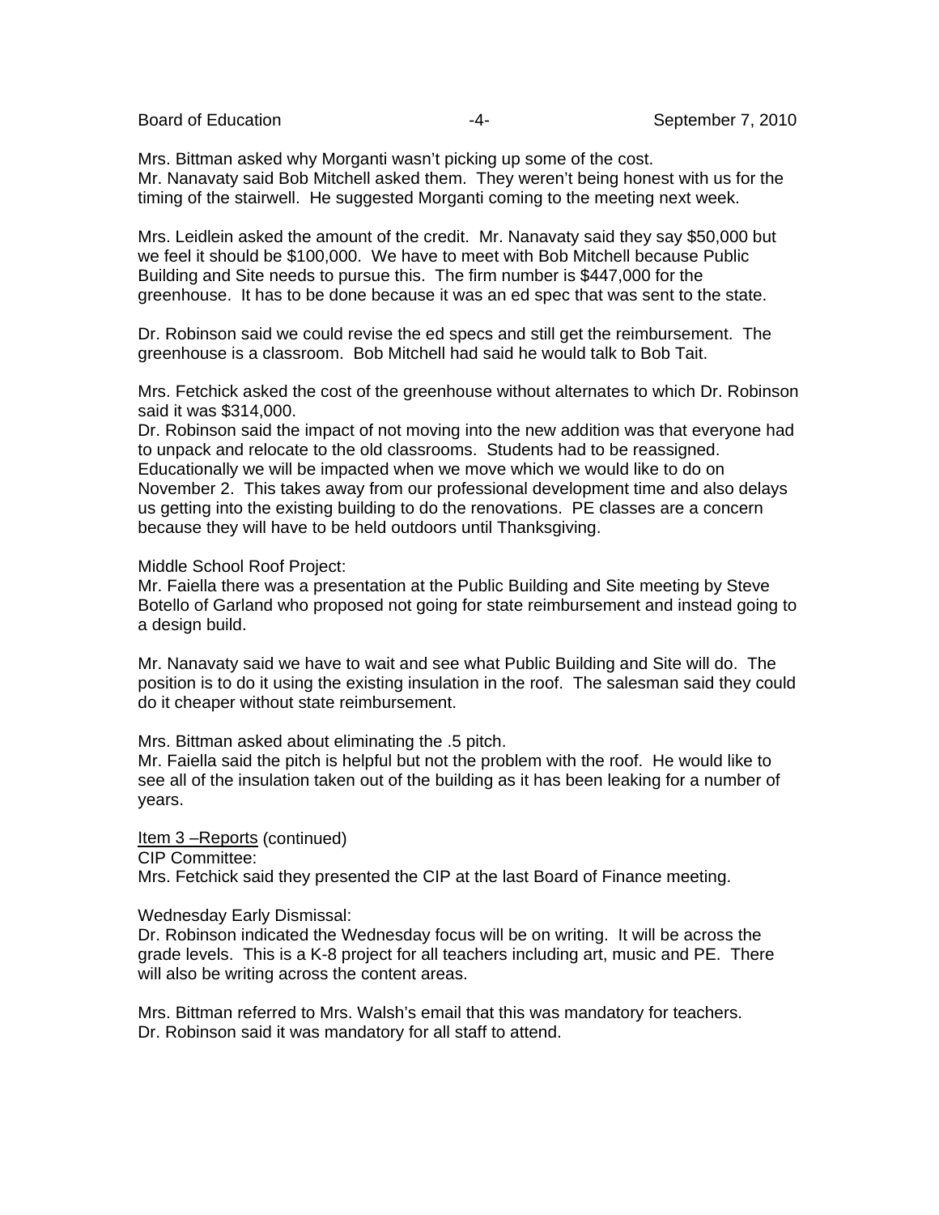Mrs. Bittman asked why Morganti wasn't picking up some of the cost.
Mr. Nanavaty said Bob Mitchell asked them. They weren't being honest with us for the timing of the stairwell. He suggested Morganti coming to the meeting next week.

Mrs. Leidlein asked the amount of the credit. Mr. Nanavaty said they say $50,000 but we feel it should be $100,000. We have to meet with Bob Mitchell because Public Building and Site needs to pursue this. The firm number is $447,000 for the greenhouse. It has to be done because it was an ed spec that was sent to the state.

Dr. Robinson said we could revise the ed specs and still get the reimbursement. The greenhouse is a classroom. Bob Mitchell had said he would talk to Bob Tait.

Mrs. Fetchick asked the cost of the greenhouse without alternates to which Dr. Robinson said it was $314,000.
Dr. Robinson said the impact of not moving into the new addition was that everyone had to unpack and relocate to the old classrooms. Students had to be reassigned. Educationally we will be impacted when we move which we would like to do on November 2. This takes away from our professional development time and also delays us getting into the existing building to do the renovations. PE classes are a concern because they will have to be held outdoors until Thanksgiving.

Middle School Roof Project:
Mr. Faiella there was a presentation at the Public Building and Site meeting by Steve Botello of Garland who proposed not going for state reimbursement and instead going to a design build.

Mr. Nanavaty said we have to wait and see what Public Building and Site will do. The position is to do it using the existing insulation in the roof. The salesman said they could do it cheaper without state reimbursement.

Mrs. Bittman asked about eliminating the .5 pitch.
Mr. Faiella said the pitch is helpful but not the problem with the roof. He would like to see all of the insulation taken out of the building as it has been leaking for a number of years.

<u>Item 3 –Reports</u> (continued)
CIP Committee:
Mrs. Fetchick said they presented the CIP at the last Board of Finance meeting.

Wednesday Early Dismissal:
Dr. Robinson indicated the Wednesday focus will be on writing. It will be across the grade levels. This is a K-8 project for all teachers including art, music and PE. There will also be writing across the content areas.

Mrs. Bittman referred to Mrs. Walsh's email that this was mandatory for teachers.
Dr. Robinson said it was mandatory for all staff to attend.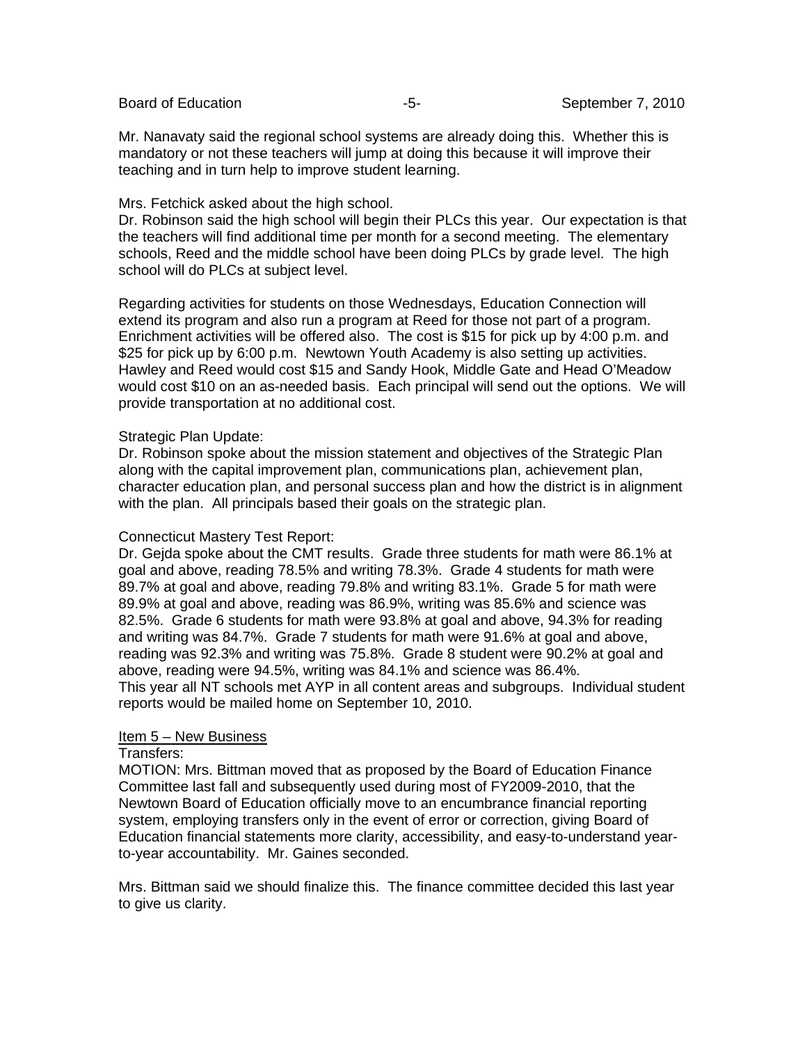Mr. Nanavaty said the regional school systems are already doing this. Whether this is mandatory or not these teachers will jump at doing this because it will improve their teaching and in turn help to improve student learning.

Mrs. Fetchick asked about the high school.
Dr. Robinson said the high school will begin their PLCs this year. Our expectation is that the teachers will find additional time per month for a second meeting. The elementary schools, Reed and the middle school have been doing PLCs by grade level. The high school will do PLCs at subject level.

Regarding activities for students on those Wednesdays, Education Connection will extend its program and also run a program at Reed for those not part of a program. Enrichment activities will be offered also. The cost is $15 for pick up by 4:00 p.m. and $25 for pick up by 6:00 p.m. Newtown Youth Academy is also setting up activities. Hawley and Reed would cost $15 and Sandy Hook, Middle Gate and Head O'Meadow would cost $10 on an as-needed basis. Each principal will send out the options. We will provide transportation at no additional cost.

Strategic Plan Update:
Dr. Robinson spoke about the mission statement and objectives of the Strategic Plan along with the capital improvement plan, communications plan, achievement plan, character education plan, and personal success plan and how the district is in alignment with the plan. All principals based their goals on the strategic plan.

Connecticut Mastery Test Report:
Dr. Gejda spoke about the CMT results. Grade three students for math were 86.1% at goal and above, reading 78.5% and writing 78.3%. Grade 4 students for math were 89.7% at goal and above, reading 79.8% and writing 83.1%. Grade 5 for math were 89.9% at goal and above, reading was 86.9%, writing was 85.6% and science was 82.5%. Grade 6 students for math were 93.8% at goal and above, 94.3% for reading and writing was 84.7%. Grade 7 students for math were 91.6% at goal and above, reading was 92.3% and writing was 75.8%. Grade 8 student were 90.2% at goal and above, reading were 94.5%, writing was 84.1% and science was 86.4%.
This year all NT schools met AYP in all content areas and subgroups. Individual student reports would be mailed home on September 10, 2010.

Item 5 – New Business
Transfers:
MOTION: Mrs. Bittman moved that as proposed by the Board of Education Finance Committee last fall and subsequently used during most of FY2009-2010, that the Newtown Board of Education officially move to an encumbrance financial reporting system, employing transfers only in the event of error or correction, giving Board of Education financial statements more clarity, accessibility, and easy-to-understand year-to-year accountability. Mr. Gaines seconded.

Mrs. Bittman said we should finalize this. The finance committee decided this last year to give us clarity.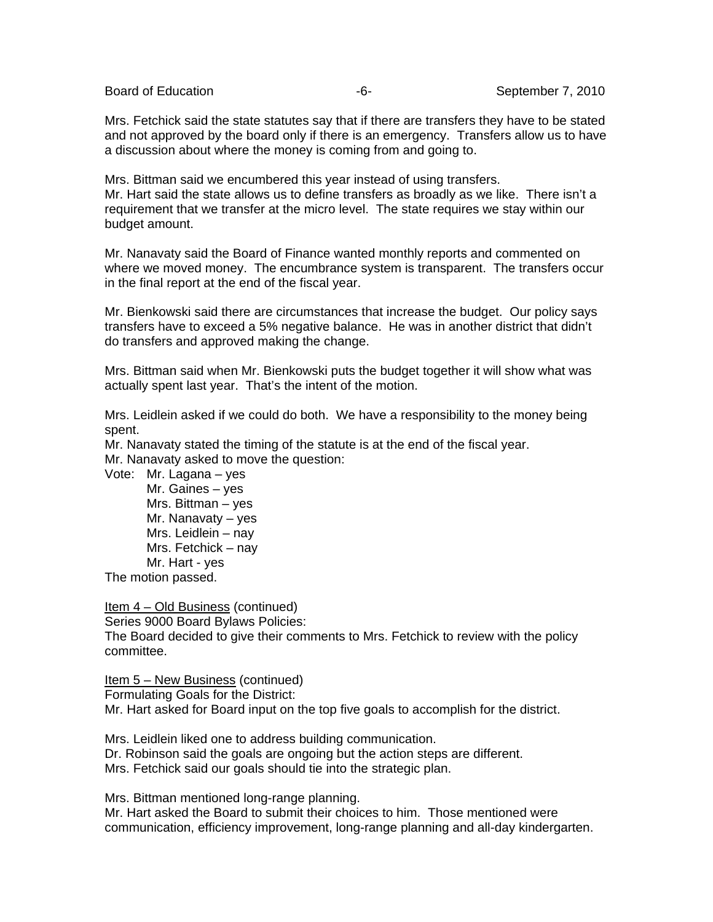Mrs. Fetchick said the state statutes say that if there are transfers they have to be stated and not approved by the board only if there is an emergency. Transfers allow us to have a discussion about where the money is coming from and going to.

Mrs. Bittman said we encumbered this year instead of using transfers.
Mr. Hart said the state allows us to define transfers as broadly as we like. There isn't a requirement that we transfer at the micro level. The state requires we stay within our budget amount.

Mr. Nanavaty said the Board of Finance wanted monthly reports and commented on where we moved money. The encumbrance system is transparent. The transfers occur in the final report at the end of the fiscal year.

Mr. Bienkowski said there are circumstances that increase the budget. Our policy says transfers have to exceed a 5% negative balance. He was in another district that didn't do transfers and approved making the change.

Mrs. Bittman said when Mr. Bienkowski puts the budget together it will show what was actually spent last year. That's the intent of the motion.

Mrs. Leidlein asked if we could do both. We have a responsibility to the money being spent.
Mr. Nanavaty stated the timing of the statute is at the end of the fiscal year.
Mr. Nanavaty asked to move the question:

Vote: Mr. Lagana – yes
Mr. Gaines – yes
Mrs. Bittman – yes
Mr. Nanavaty – yes
Mrs. Leidlein – nay
Mrs. Fetchick – nay
Mr. Hart - yes

The motion passed.

Item 4 – Old Business (continued)
Series 9000 Board Bylaws Policies:
The Board decided to give their comments to Mrs. Fetchick to review with the policy committee.

Item 5 – New Business (continued)
Formulating Goals for the District:
Mr. Hart asked for Board input on the top five goals to accomplish for the district.

Mrs. Leidlein liked one to address building communication.
Dr. Robinson said the goals are ongoing but the action steps are different.
Mrs. Fetchick said our goals should tie into the strategic plan.

Mrs. Bittman mentioned long-range planning.
Mr. Hart asked the Board to submit their choices to him. Those mentioned were communication, efficiency improvement, long-range planning and all-day kindergarten.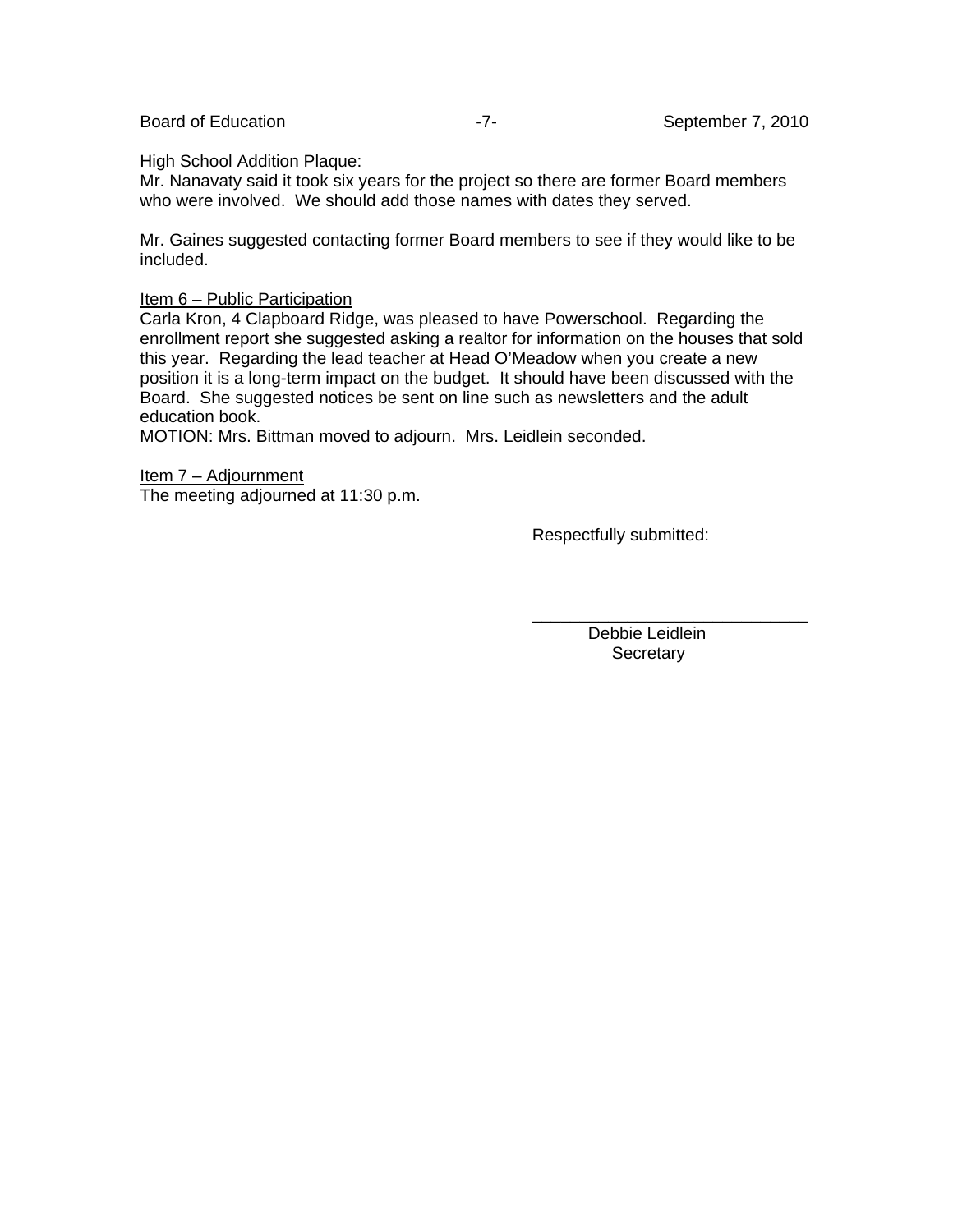High School Addition Plaque:
Mr. Nanavaty said it took six years for the project so there are former Board members who were involved. We should add those names with dates they served.

Mr. Gaines suggested contacting former Board members to see if they would like to be included.

<u>Item 6 – Public Participation</u>
Carla Kron, 4 Clapboard Ridge, was pleased to have Powerschool. Regarding the enrollment report she suggested asking a realtor for information on the houses that sold this year. Regarding the lead teacher at Head O'Meadow when you create a new position it is a long-term impact on the budget. It should have been discussed with the Board. She suggested notices be sent on line such as newsletters and the adult education book.
MOTION: Mrs. Bittman moved to adjourn. Mrs. Leidlein seconded.

<u>Item 7 – Adjournment</u>
The meeting adjourned at 11:30 p.m.

Respectfully submitted:

\_\_\_\_\_\_\_\_\_\_\_\_\_\_\_\_\_\_\_\_\_\_\_\_\_\_\_\_\_\_
Debbie Leidlein
Secretary